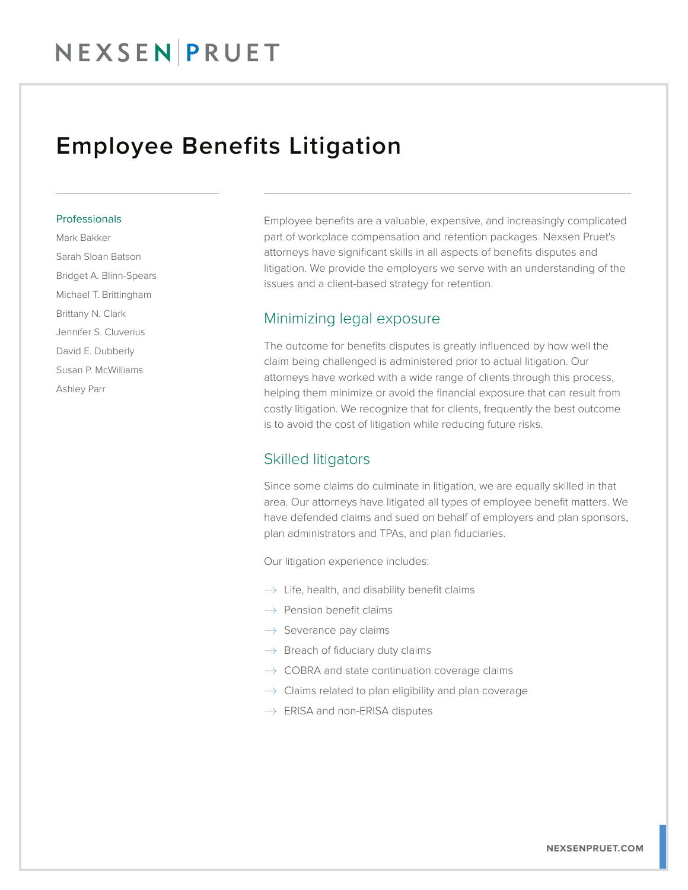NEXSEN | PRUET

# Employee Benefits Litigation

**Professionals**

Mark Bakker
Sarah Sloan Batson
Bridget A. Blinn-Spears
Michael T. Brittingham
Brittany N. Clark
Jennifer S. Cluverius
David E. Dubberly
Susan P. McWilliams
Ashley Parr

Employee benefits are a valuable, expensive, and increasingly complicated part of workplace compensation and retention packages. Nexsen Pruet's attorneys have significant skills in all aspects of benefits disputes and litigation. We provide the employers we serve with an understanding of the issues and a client-based strategy for retention.

## Minimizing legal exposure

The outcome for benefits disputes is greatly influenced by how well the claim being challenged is administered prior to actual litigation. Our attorneys have worked with a wide range of clients through this process, helping them minimize or avoid the financial exposure that can result from costly litigation. We recognize that for clients, frequently the best outcome is to avoid the cost of litigation while reducing future risks.

## Skilled litigators

Since some claims do culminate in litigation, we are equally skilled in that area. Our attorneys have litigated all types of employee benefit matters. We have defended claims and sued on behalf of employers and plan sponsors, plan administrators and TPAs, and plan fiduciaries.

Our litigation experience includes:

- Life, health, and disability benefit claims
- Pension benefit claims
- Severance pay claims
- Breach of fiduciary duty claims
- COBRA and state continuation coverage claims
- Claims related to plan eligibility and plan coverage
- ERISA and non-ERISA disputes

NEXSENPRUET.COM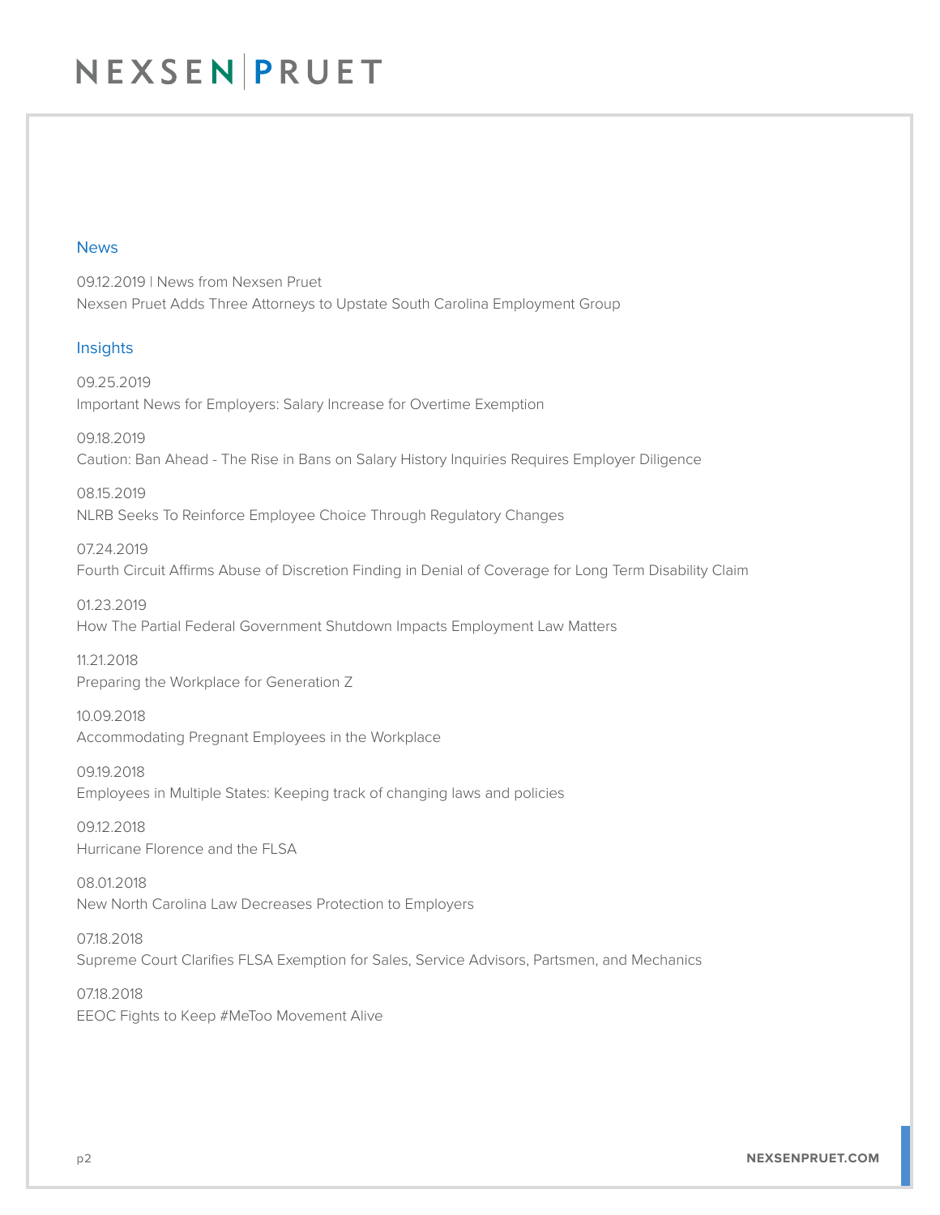## News

09.12.2019 | News from Nexsen Pruet
Nexsen Pruet Adds Three Attorneys to Upstate South Carolina Employment Group

## Insights

09.25.2019
Important News for Employers: Salary Increase for Overtime Exemption

09.18.2019
Caution: Ban Ahead - The Rise in Bans on Salary History Inquiries Requires Employer Diligence

08.15.2019
NLRB Seeks To Reinforce Employee Choice Through Regulatory Changes

07.24.2019
Fourth Circuit Affirms Abuse of Discretion Finding in Denial of Coverage for Long Term Disability Claim

01.23.2019
How The Partial Federal Government Shutdown Impacts Employment Law Matters

11.21.2018
Preparing the Workplace for Generation Z

10.09.2018
Accommodating Pregnant Employees in the Workplace

09.19.2018
Employees in Multiple States: Keeping track of changing laws and policies

09.12.2018
Hurricane Florence and the FLSA

08.01.2018
New North Carolina Law Decreases Protection to Employers

07.18.2018
Supreme Court Clarifies FLSA Exemption for Sales, Service Advisors, Partsmen, and Mechanics

07.18.2018
EEOC Fights to Keep #MeToo Movement Alive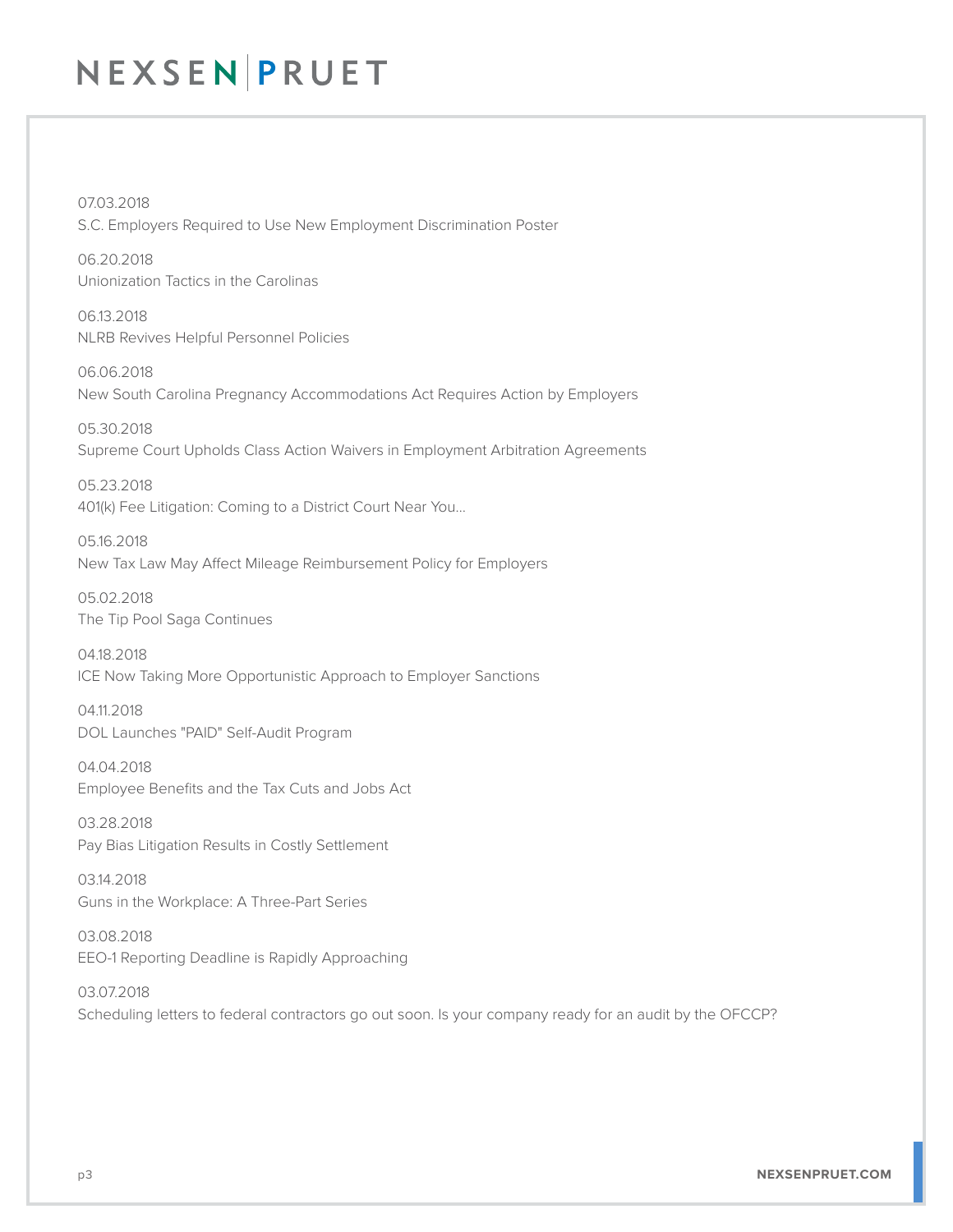07.03.2018
S.C. Employers Required to Use New Employment Discrimination Poster

06.20.2018
Unionization Tactics in the Carolinas

06.13.2018
NLRB Revives Helpful Personnel Policies

06.06.2018
New South Carolina Pregnancy Accommodations Act Requires Action by Employers

05.30.2018
Supreme Court Upholds Class Action Waivers in Employment Arbitration Agreements

05.23.2018
401(k) Fee Litigation: Coming to a District Court Near You...

05.16.2018
New Tax Law May Affect Mileage Reimbursement Policy for Employers

05.02.2018
The Tip Pool Saga Continues

04.18.2018
ICE Now Taking More Opportunistic Approach to Employer Sanctions

04.11.2018
DOL Launches "PAID" Self-Audit Program

04.04.2018
Employee Benefits and the Tax Cuts and Jobs Act

03.28.2018
Pay Bias Litigation Results in Costly Settlement

03.14.2018
Guns in the Workplace: A Three-Part Series

03.08.2018
EEO-1 Reporting Deadline is Rapidly Approaching

03.07.2018
Scheduling letters to federal contractors go out soon. Is your company ready for an audit by the OFCCP?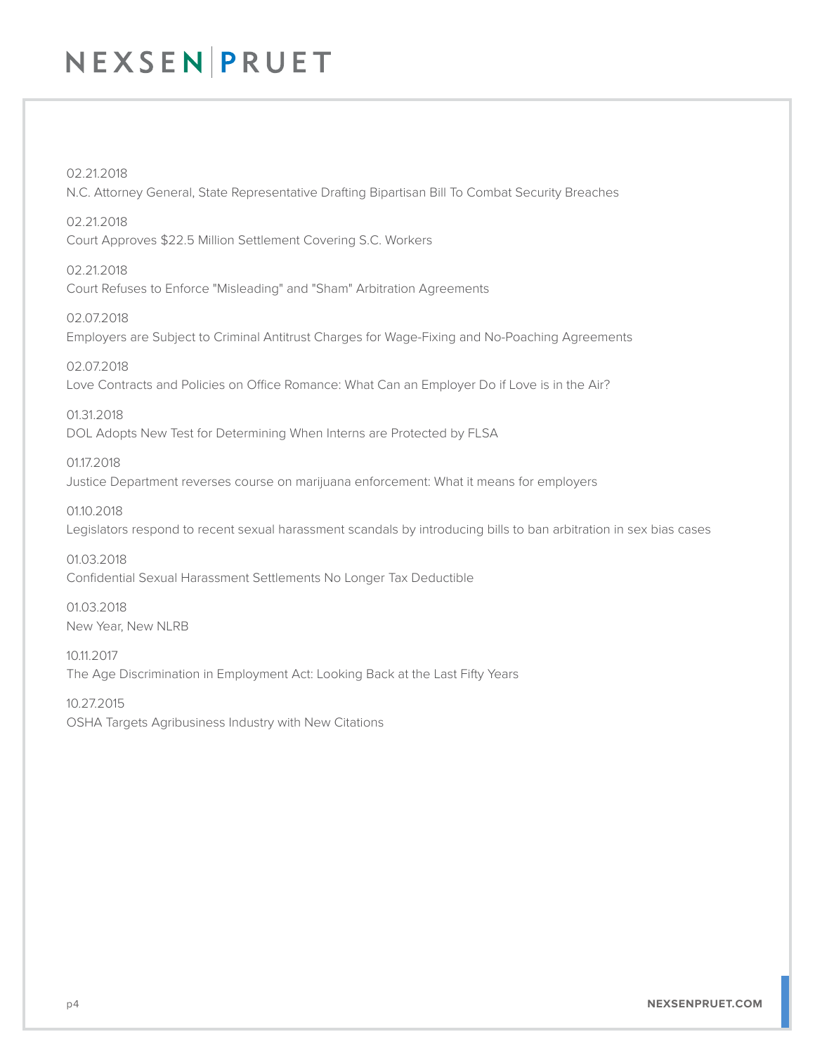02.21.2018
N.C. Attorney General, State Representative Drafting Bipartisan Bill To Combat Security Breaches

02.21.2018
Court Approves $22.5 Million Settlement Covering S.C. Workers

02.21.2018
Court Refuses to Enforce "Misleading" and "Sham" Arbitration Agreements

02.07.2018
Employers are Subject to Criminal Antitrust Charges for Wage-Fixing and No-Poaching Agreements

02.07.2018
Love Contracts and Policies on Office Romance: What Can an Employer Do if Love is in the Air?

01.31.2018
DOL Adopts New Test for Determining When Interns are Protected by FLSA

01.17.2018
Justice Department reverses course on marijuana enforcement: What it means for employers

01.10.2018
Legislators respond to recent sexual harassment scandals by introducing bills to ban arbitration in sex bias cases

01.03.2018
Confidential Sexual Harassment Settlements No Longer Tax Deductible

01.03.2018
New Year, New NLRB

10.11.2017
The Age Discrimination in Employment Act: Looking Back at the Last Fifty Years

10.27.2015
OSHA Targets Agribusiness Industry with New Citations